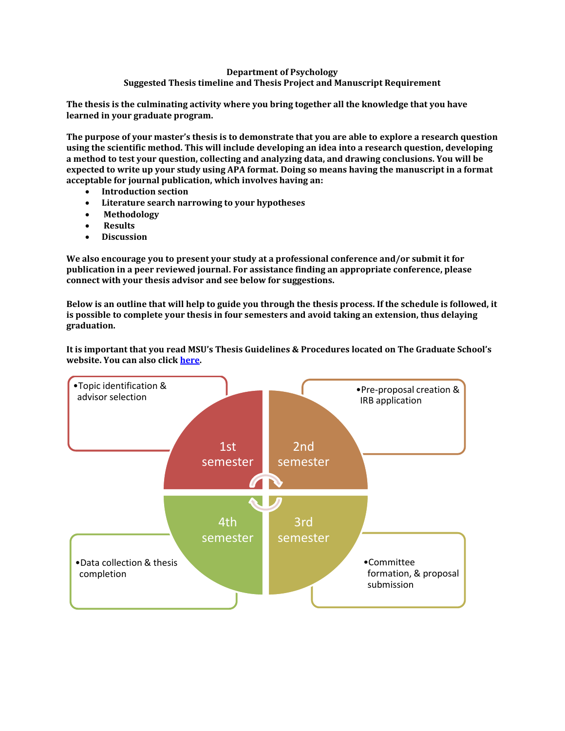**Department of Psychology**
**Suggested Thesis timeline and Thesis Project and Manuscript Requirement**

**The thesis is the culminating activity where you bring together all the knowledge that you have learned in your graduate program.**

**The purpose of your master's thesis is to demonstrate that you are able to explore a research question using the scientific method. This will include developing an idea into a research question, developing a method to test your question, collecting and analyzing data, and drawing conclusions. You will be expected to write up your study using APA format. Doing so means having the manuscript in a format acceptable for journal publication, which involves having an:**

- **Introduction section**
- **Literature search narrowing to your hypotheses**
- **Methodology**
- **Results**
- **Discussion**

**We also encourage you to present your study at a professional conference and/or submit it for publication in a peer reviewed journal. For assistance finding an appropriate conference, please connect with your thesis advisor and see below for suggestions.**

**Below is an outline that will help to guide you through the thesis process. If the schedule is followed, it is possible to complete your thesis in four semesters and avoid taking an extension, thus delaying graduation.**

**It is important that you read MSU's Thesis Guidelines & Procedures located on The Graduate School's website. You can also click [here](#).**

1st semester
- Topic identification & advisor selection

2nd semester
- Pre-proposal creation & IRB application

3rd semester
- Committee formation, & proposal submission

4th semester
- Data collection & thesis completion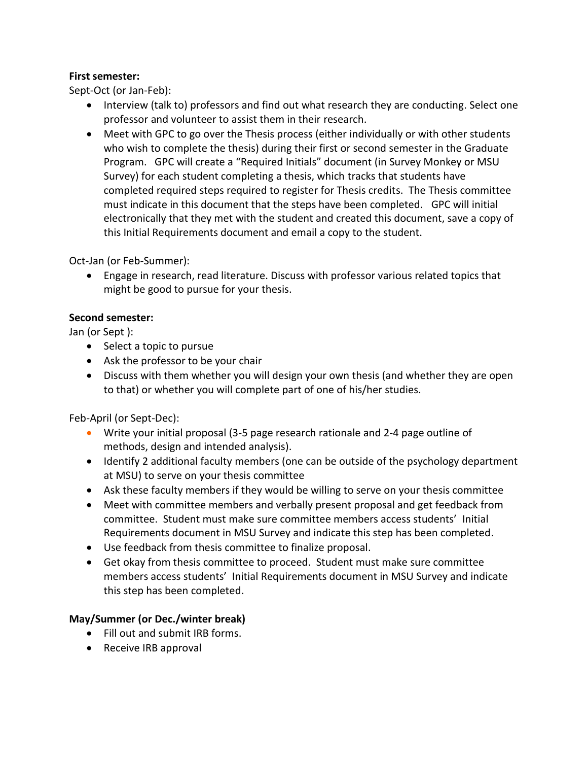**First semester:**

Sept-Oct (or Jan-Feb):

- Interview (talk to) professors and find out what research they are conducting. Select one professor and volunteer to assist them in their research.
- Meet with GPC to go over the Thesis process (either individually or with other students who wish to complete the thesis) during their first or second semester in the Graduate Program. GPC will create a "Required Initials" document (in Survey Monkey or MSU Survey) for each student completing a thesis, which tracks that students have completed required steps required to register for Thesis credits. The Thesis committee must indicate in this document that the steps have been completed. GPC will initial electronically that they met with the student and created this document, save a copy of this Initial Requirements document and email a copy to the student.

Oct-Jan (or Feb-Summer):

- Engage in research, read literature. Discuss with professor various related topics that might be good to pursue for your thesis.

**Second semester:**

Jan (or Sept ):

- Select a topic to pursue
- Ask the professor to be your chair
- Discuss with them whether you will design your own thesis (and whether they are open to that) or whether you will complete part of one of his/her studies.

Feb-April (or Sept-Dec):

- Write your initial proposal (3-5 page research rationale and 2-4 page outline of methods, design and intended analysis).
- Identify 2 additional faculty members (one can be outside of the psychology department at MSU) to serve on your thesis committee
- Ask these faculty members if they would be willing to serve on your thesis committee
- Meet with committee members and verbally present proposal and get feedback from committee. Student must make sure committee members access students' Initial Requirements document in MSU Survey and indicate this step has been completed.
- Use feedback from thesis committee to finalize proposal.
- Get okay from thesis committee to proceed. Student must make sure committee members access students' Initial Requirements document in MSU Survey and indicate this step has been completed.

**May/Summer (or Dec./winter break)**

- Fill out and submit IRB forms.
- Receive IRB approval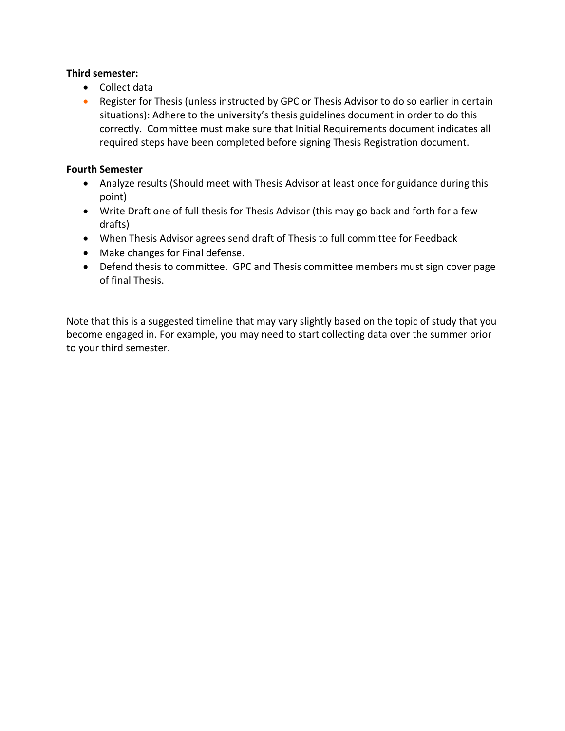**Third semester:**

- Collect data
- Register for Thesis (unless instructed by GPC or Thesis Advisor to do so earlier in certain situations): Adhere to the university's thesis guidelines document in order to do this correctly. Committee must make sure that Initial Requirements document indicates all required steps have been completed before signing Thesis Registration document.

**Fourth Semester**

- Analyze results (Should meet with Thesis Advisor at least once for guidance during this point)
- Write Draft one of full thesis for Thesis Advisor (this may go back and forth for a few drafts)
- When Thesis Advisor agrees send draft of Thesis to full committee for Feedback
- Make changes for Final defense.
- Defend thesis to committee. GPC and Thesis committee members must sign cover page of final Thesis.

Note that this is a suggested timeline that may vary slightly based on the topic of study that you become engaged in. For example, you may need to start collecting data over the summer prior to your third semester.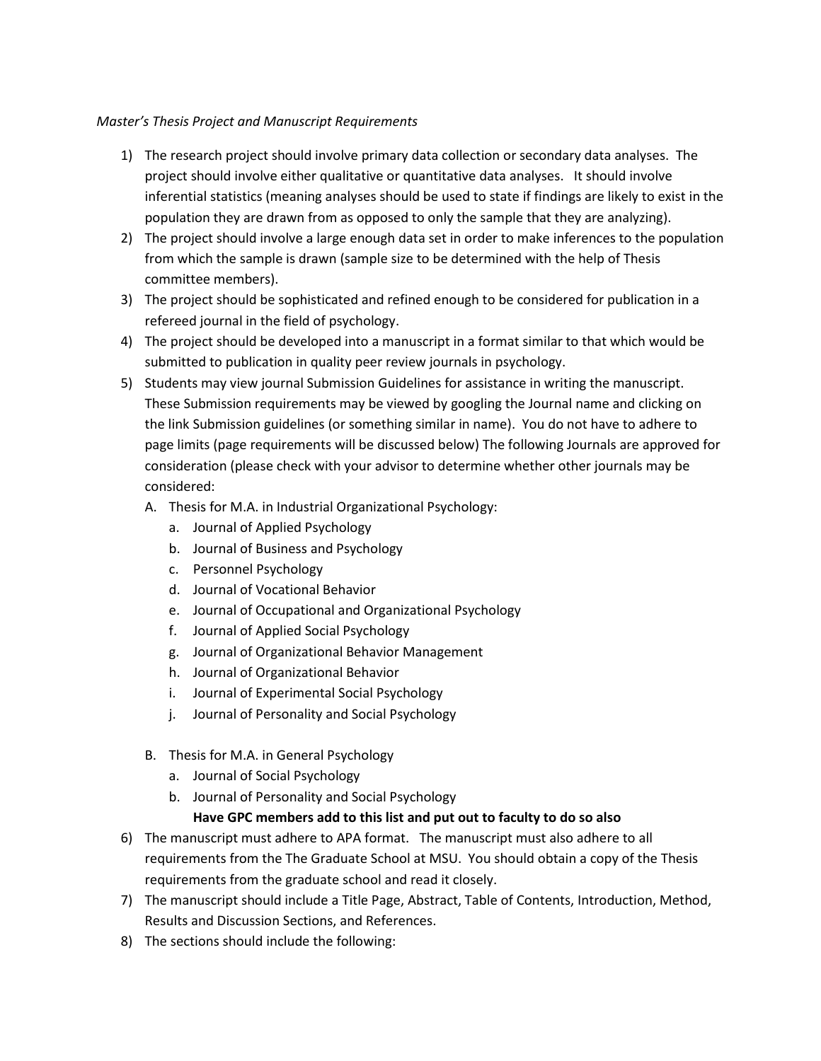*Master's Thesis Project and Manuscript Requirements*

1) The research project should involve primary data collection or secondary data analyses. The project should involve either qualitative or quantitative data analyses. It should involve inferential statistics (meaning analyses should be used to state if findings are likely to exist in the population they are drawn from as opposed to only the sample that they are analyzing).
2) The project should involve a large enough data set in order to make inferences to the population from which the sample is drawn (sample size to be determined with the help of Thesis committee members).
3) The project should be sophisticated and refined enough to be considered for publication in a refereed journal in the field of psychology.
4) The project should be developed into a manuscript in a format similar to that which would be submitted to publication in quality peer review journals in psychology.
5) Students may view journal Submission Guidelines for assistance in writing the manuscript. These Submission requirements may be viewed by googling the Journal name and clicking on the link Submission guidelines (or something similar in name). You do not have to adhere to page limits (page requirements will be discussed below) The following Journals are approved for consideration (please check with your advisor to determine whether other journals may be considered:
   A. Thesis for M.A. in Industrial Organizational Psychology:
      a. Journal of Applied Psychology
      b. Journal of Business and Psychology
      c. Personnel Psychology
      d. Journal of Vocational Behavior
      e. Journal of Occupational and Organizational Psychology
      f. Journal of Applied Social Psychology
      g. Journal of Organizational Behavior Management
      h. Journal of Organizational Behavior
      i. Journal of Experimental Social Psychology
      j. Journal of Personality and Social Psychology

   B. Thesis for M.A. in General Psychology
      a. Journal of Social Psychology
      b. Journal of Personality and Social Psychology

      **Have GPC members add to this list and put out to faculty to do so also**
6) The manuscript must adhere to APA format. The manuscript must also adhere to all requirements from the The Graduate School at MSU. You should obtain a copy of the Thesis requirements from the graduate school and read it closely.
7) The manuscript should include a Title Page, Abstract, Table of Contents, Introduction, Method, Results and Discussion Sections, and References.
8) The sections should include the following: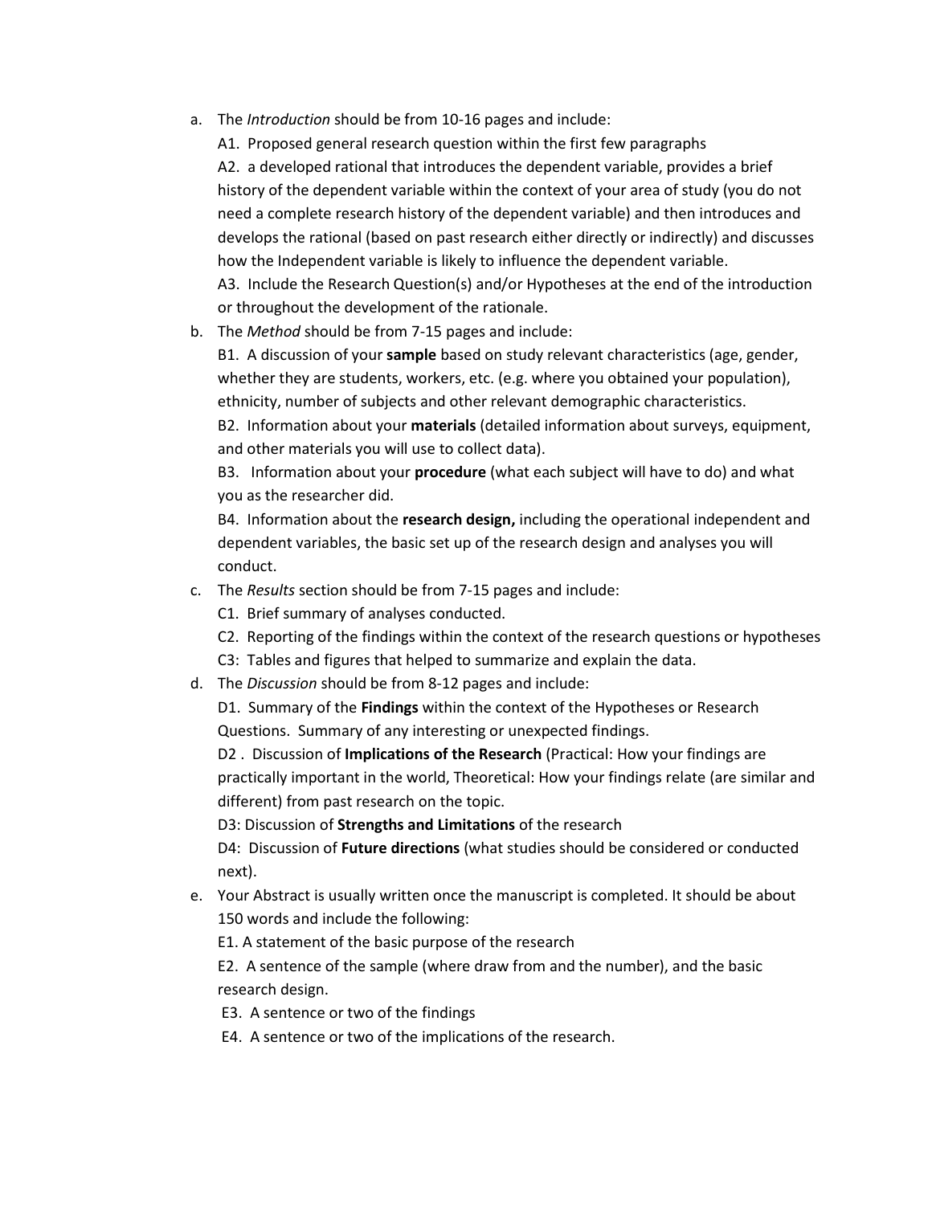a. The *Introduction* should be from 10-16 pages and include:

   A1. Proposed general research question within the first few paragraphs

   A2. a developed rational that introduces the dependent variable, provides a brief history of the dependent variable within the context of your area of study (you do not need a complete research history of the dependent variable) and then introduces and develops the rational (based on past research either directly or indirectly) and discusses how the Independent variable is likely to influence the dependent variable.

   A3. Include the Research Question(s) and/or Hypotheses at the end of the introduction or throughout the development of the rationale.

b. The *Method* should be from 7-15 pages and include:

   B1. A discussion of your **sample** based on study relevant characteristics (age, gender, whether they are students, workers, etc. (e.g. where you obtained your population), ethnicity, number of subjects and other relevant demographic characteristics.

   B2. Information about your **materials** (detailed information about surveys, equipment, and other materials you will use to collect data).

   B3. Information about your **procedure** (what each subject will have to do) and what you as the researcher did.

   B4. Information about the **research design,** including the operational independent and dependent variables, the basic set up of the research design and analyses you will conduct.

c. The *Results* section should be from 7-15 pages and include:

   C1. Brief summary of analyses conducted.

   C2. Reporting of the findings within the context of the research questions or hypotheses

   C3: Tables and figures that helped to summarize and explain the data.

d. The *Discussion* should be from 8-12 pages and include:

   D1. Summary of the **Findings** within the context of the Hypotheses or Research Questions. Summary of any interesting or unexpected findings.

   D2 . Discussion of **Implications of the Research** (Practical: How your findings are practically important in the world, Theoretical: How your findings relate (are similar and different) from past research on the topic.

   D3: Discussion of **Strengths and Limitations** of the research

   D4: Discussion of **Future directions** (what studies should be considered or conducted next).

e. Your Abstract is usually written once the manuscript is completed. It should be about 150 words and include the following:

   E1. A statement of the basic purpose of the research

   E2. A sentence of the sample (where draw from and the number), and the basic research design.

   E3. A sentence or two of the findings

   E4. A sentence or two of the implications of the research.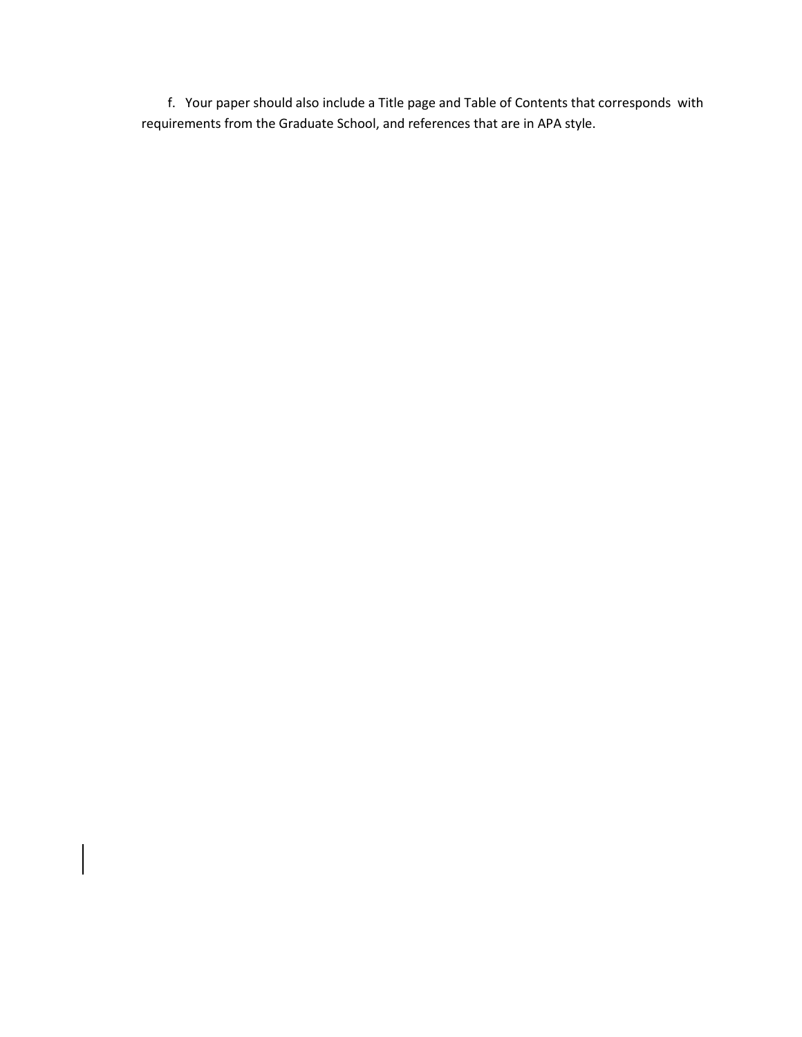f. Your paper should also include a Title page and Table of Contents that corresponds with requirements from the Graduate School, and references that are in APA style.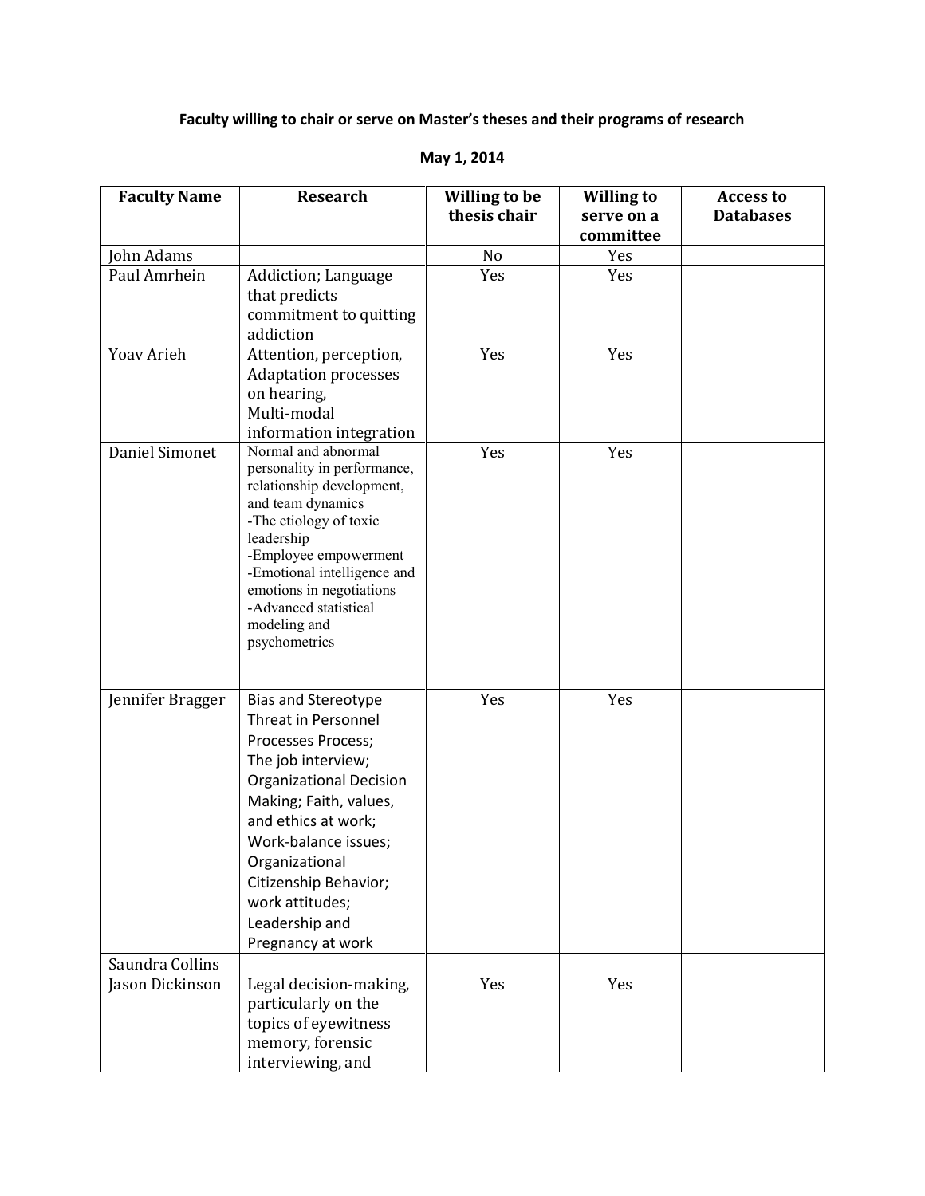**Faculty willing to chair or serve on Master's theses and their programs of research**

**May 1, 2014**

| Faculty Name | Research | Willing to be thesis chair | Willing to serve on a committee | Access to Databases |
|---|---|---|---|---|
| John Adams | | No | Yes | |
| Paul Amrhein | Addiction; Language that predicts commitment to quitting addiction | Yes | Yes | |
| Yoav Arieh | Attention, perception, Adaptation processes on hearing, Multi-modal information integration | Yes | Yes | |
| Daniel Simonet | Normal and abnormal personality in performance, relationship development, and team dynamics<br>-The etiology of toxic leadership<br>-Employee empowerment<br>-Emotional intelligence and emotions in negotiations<br>-Advanced statistical modeling and psychometrics | Yes | Yes | |
| Jennifer Bragger | Bias and Stereotype Threat in Personnel Processes Process; The job interview; Organizational Decision Making; Faith, values, and ethics at work; Work-balance issues; Organizational Citizenship Behavior; work attitudes; Leadership and Pregnancy at work | Yes | Yes | |
| Saundra Collins | | | | |
| Jason Dickinson | Legal decision-making, particularly on the topics of eyewitness memory, forensic interviewing, and | Yes | Yes | |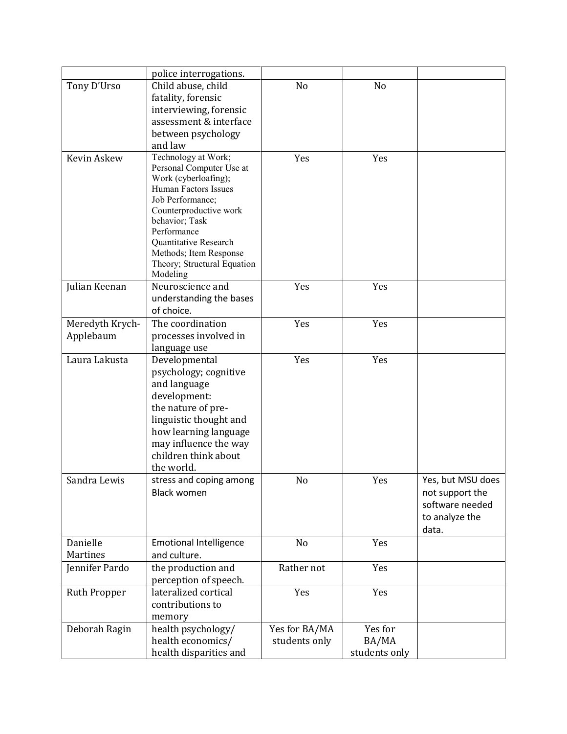| | | | | |
|---|---|---|---|---|
| | police interrogations. | | | |
| Tony D'Urso | Child abuse, child fatality, forensic interviewing, forensic assessment & interface between psychology and law | No | No | |
| Kevin Askew | Technology at Work; Personal Computer Use at Work (cyberloafing); Human Factors Issues Job Performance; Counterproductive work behavior; Task Performance Quantitative Research Methods; Item Response Theory; Structural Equation Modeling | Yes | Yes | |
| Julian Keenan | Neuroscience and understanding the bases of choice. | Yes | Yes | |
| Meredyth Krych-Applebaum | The coordination processes involved in language use | Yes | Yes | |
| Laura Lakusta | Developmental psychology; cognitive and language development: the nature of pre-linguistic thought and how learning language may influence the way children think about the world. | Yes | Yes | |
| Sandra Lewis | stress and coping among Black women | No | Yes | Yes, but MSU does not support the software needed to analyze the data. |
| Danielle Martines | Emotional Intelligence and culture. | No | Yes | |
| Jennifer Pardo | the production and perception of speech. | Rather not | Yes | |
| Ruth Propper | lateralized cortical contributions to memory | Yes | Yes | |
| Deborah Ragin | health psychology/ health economics/ health disparities and | Yes for BA/MA students only | Yes for BA/MA students only | |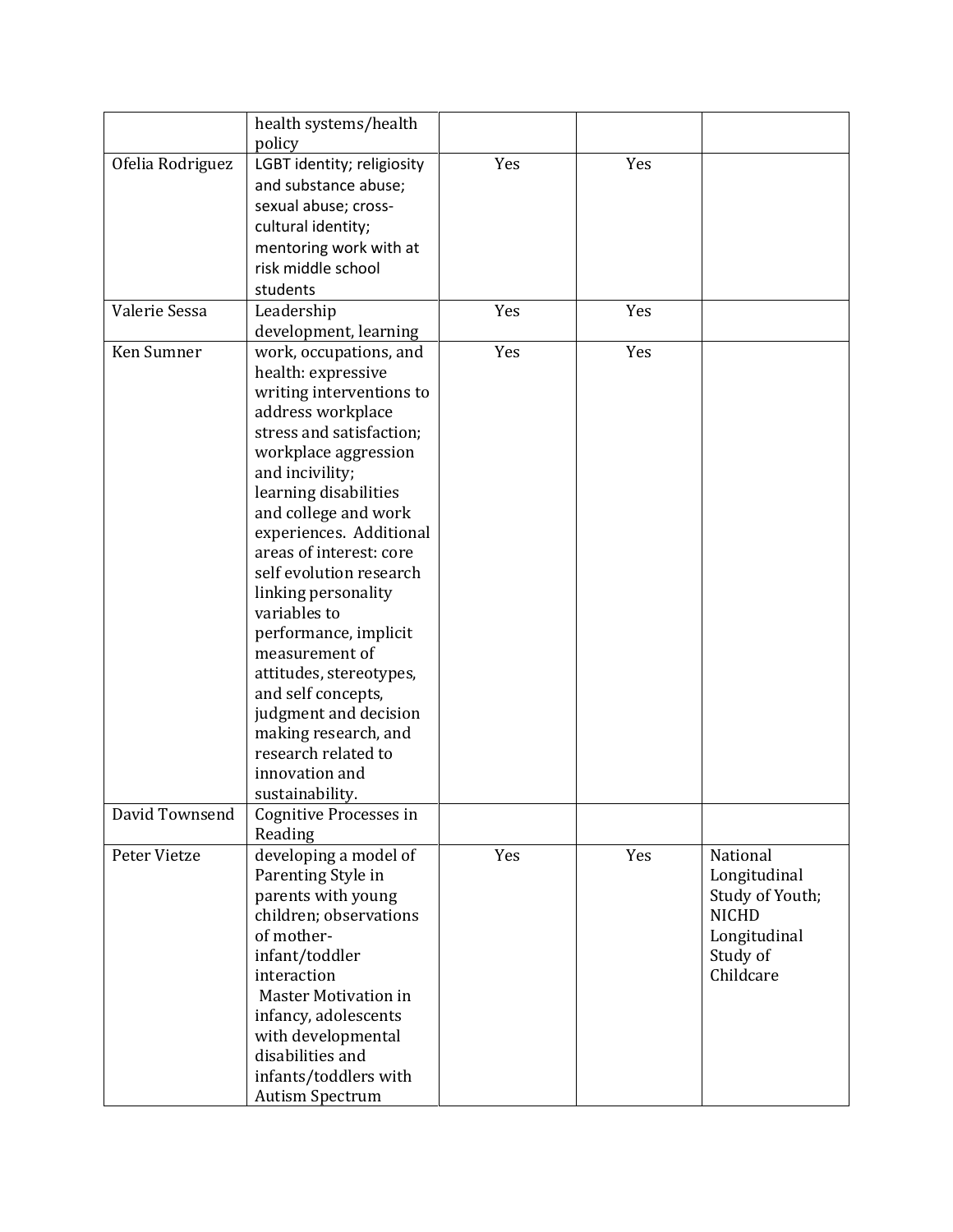| | | | | |
|---|---|---|---|---|
| | health systems/health policy | | | |
| Ofelia Rodriguez | LGBT identity; religiosity and substance abuse; sexual abuse; cross-cultural identity; mentoring work with at risk middle school students | Yes | Yes | |
| Valerie Sessa | Leadership development, learning | Yes | Yes | |
| Ken Sumner | work, occupations, and health: expressive writing interventions to address workplace stress and satisfaction; workplace aggression and incivility; learning disabilities and college and work experiences. Additional areas of interest: core self evolution research linking personality variables to performance, implicit measurement of attitudes, stereotypes, and self concepts, judgment and decision making research, and research related to innovation and sustainability. | Yes | Yes | |
| David Townsend | Cognitive Processes in Reading | | | |
| Peter Vietze | developing a model of Parenting Style in parents with young children; observations of mother-infant/toddler interaction Master Motivation in infancy, adolescents with developmental disabilities and infants/toddlers with Autism Spectrum | Yes | Yes | National Longitudinal Study of Youth; NICHD Longitudinal Study of Childcare |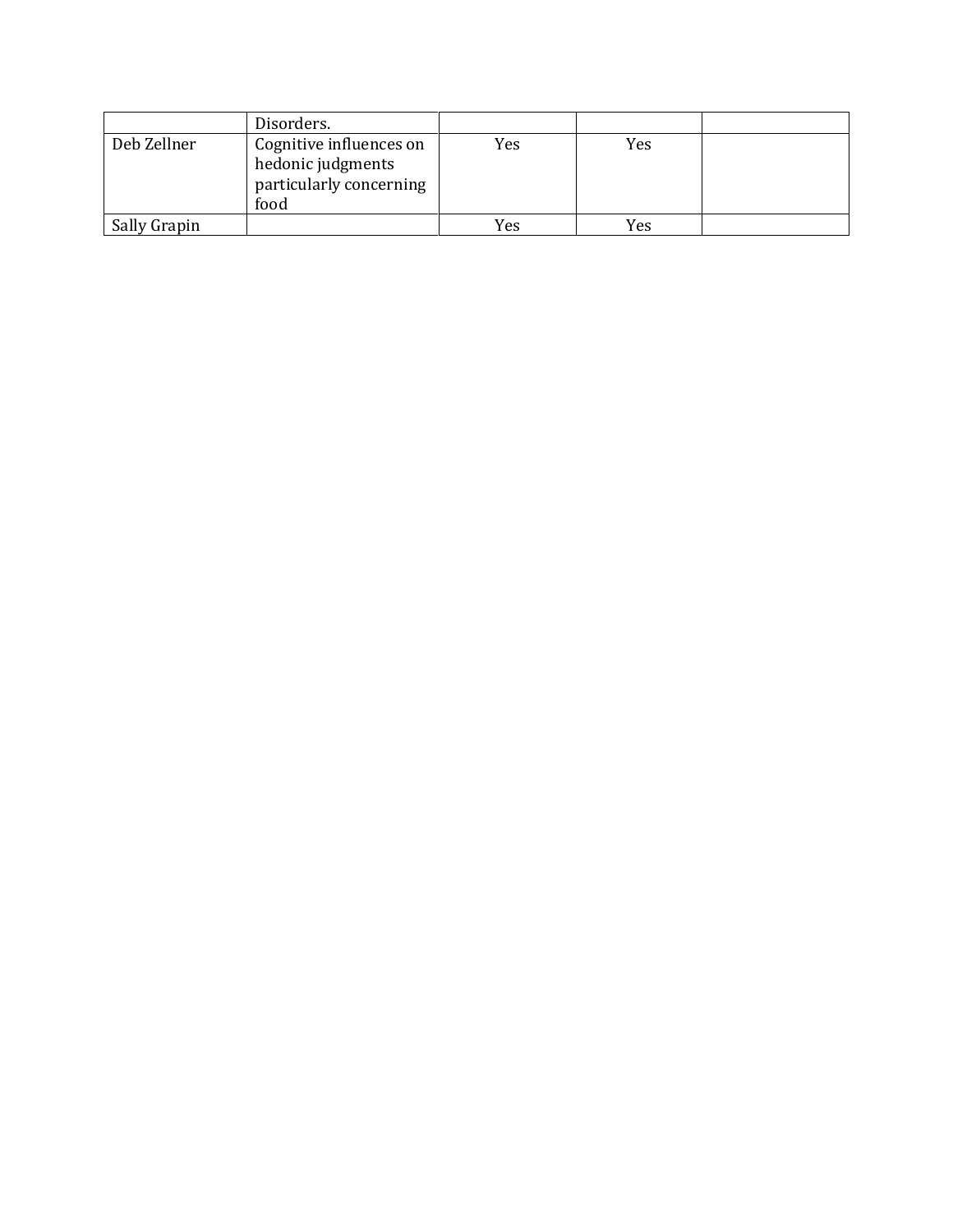| | | | | |
|---|---|---|---|---|
| | Disorders. | | | |
| Deb Zellner | Cognitive influences on hedonic judgments particularly concerning food | Yes | Yes | |
| Sally Grapin | | Yes | Yes | |